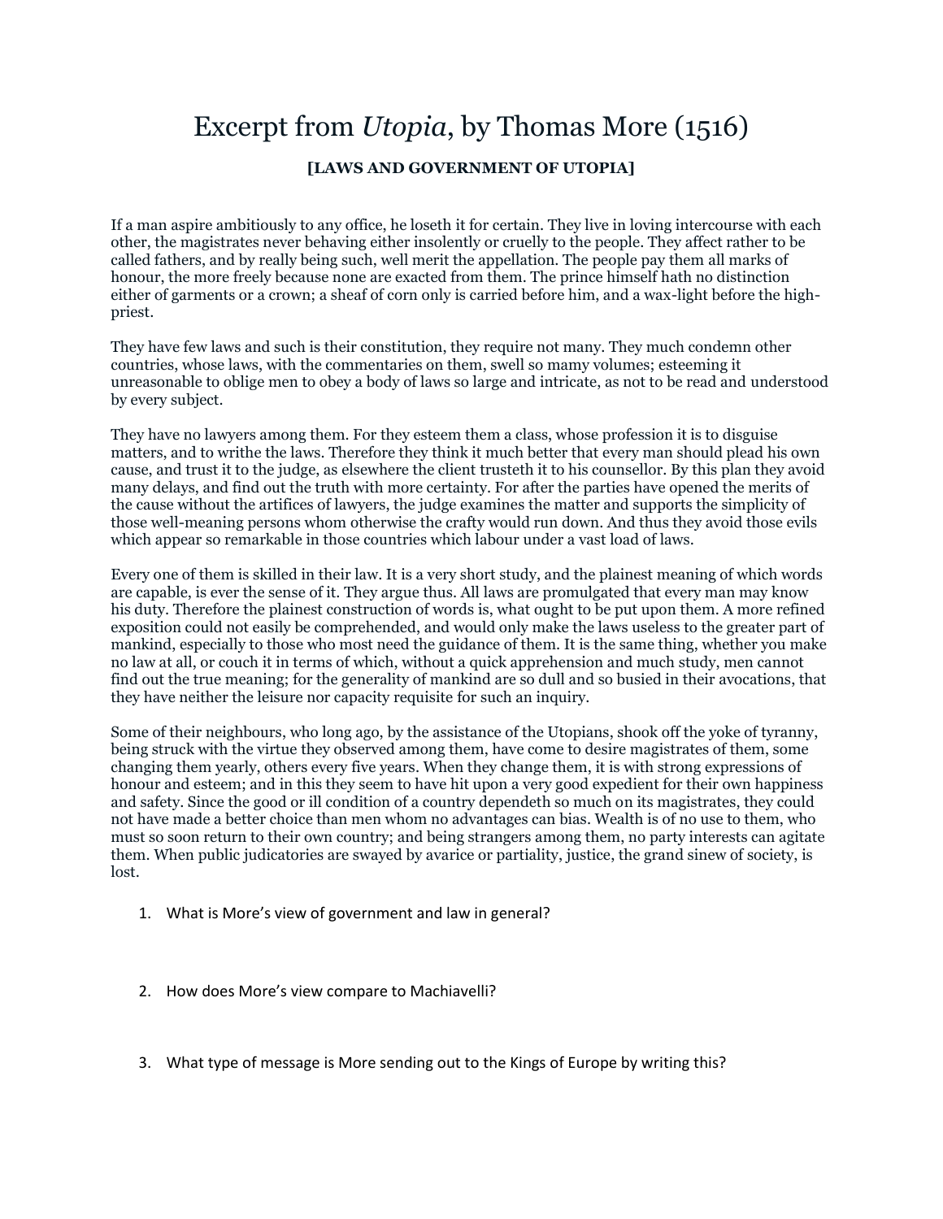# Excerpt from *Utopia*, by Thomas More (1516)

**[LAWS AND GOVERNMENT OF UTOPIA]**

If a man aspire ambitiously to any office, he loseth it for certain. They live in loving intercourse with each other, the magistrates never behaving either insolently or cruelly to the people. They affect rather to be called fathers, and by really being such, well merit the appellation. The people pay them all marks of honour, the more freely because none are exacted from them. The prince himself hath no distinction either of garments or a crown; a sheaf of corn only is carried before him, and a wax-light before the high-priest.

They have few laws and such is their constitution, they require not many. They much condemn other countries, whose laws, with the commentaries on them, swell so mamy volumes; esteeming it unreasonable to oblige men to obey a body of laws so large and intricate, as not to be read and understood by every subject.

They have no lawyers among them. For they esteem them a class, whose profession it is to disguise matters, and to writhe the laws. Therefore they think it much better that every man should plead his own cause, and trust it to the judge, as elsewhere the client trusteth it to his counsellor. By this plan they avoid many delays, and find out the truth with more certainty. For after the parties have opened the merits of the cause without the artifices of lawyers, the judge examines the matter and supports the simplicity of those well-meaning persons whom otherwise the crafty would run down. And thus they avoid those evils which appear so remarkable in those countries which labour under a vast load of laws.

Every one of them is skilled in their law. It is a very short study, and the plainest meaning of which words are capable, is ever the sense of it. They argue thus. All laws are promulgated that every man may know his duty. Therefore the plainest construction of words is, what ought to be put upon them. A more refined exposition could not easily be comprehended, and would only make the laws useless to the greater part of mankind, especially to those who most need the guidance of them. It is the same thing, whether you make no law at all, or couch it in terms of which, without a quick apprehension and much study, men cannot find out the true meaning; for the generality of mankind are so dull and so busied in their avocations, that they have neither the leisure nor capacity requisite for such an inquiry.

Some of their neighbours, who long ago, by the assistance of the Utopians, shook off the yoke of tyranny, being struck with the virtue they observed among them, have come to desire magistrates of them, some changing them yearly, others every five years. When they change them, it is with strong expressions of honour and esteem; and in this they seem to have hit upon a very good expedient for their own happiness and safety. Since the good or ill condition of a country dependeth so much on its magistrates, they could not have made a better choice than men whom no advantages can bias. Wealth is of no use to them, who must so soon return to their own country; and being strangers among them, no party interests can agitate them. When public judicatories are swayed by avarice or partiality, justice, the grand sinew of society, is lost.

1. What is More's view of government and law in general?

2. How does More's view compare to Machiavelli?

3. What type of message is More sending out to the Kings of Europe by writing this?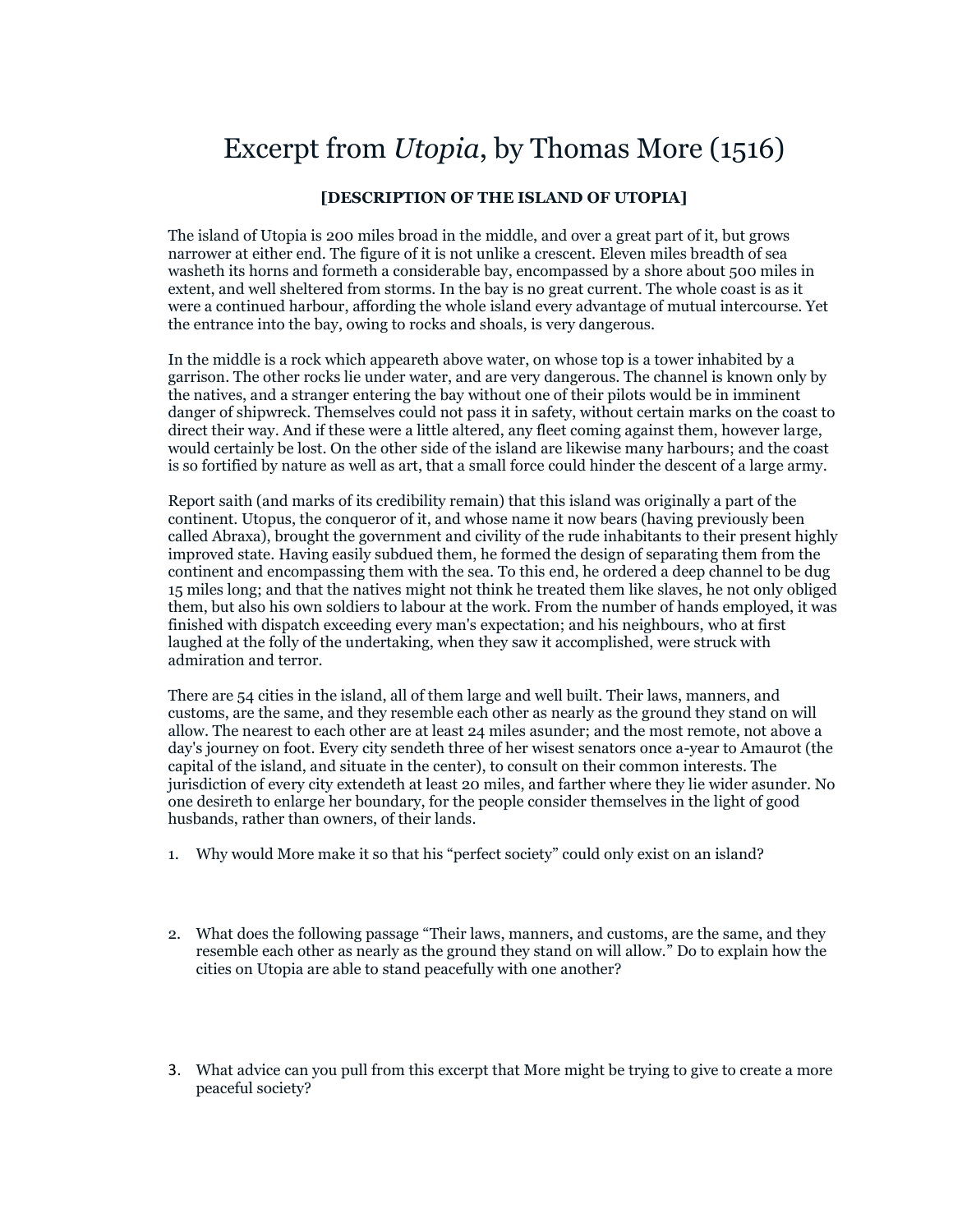# Excerpt from *Utopia*, by Thomas More (1516)

**[DESCRIPTION OF THE ISLAND OF UTOPIA]**

The island of Utopia is 200 miles broad in the middle, and over a great part of it, but grows narrower at either end. The figure of it is not unlike a crescent. Eleven miles breadth of sea washeth its horns and formeth a considerable bay, encompassed by a shore about 500 miles in extent, and well sheltered from storms. In the bay is no great current. The whole coast is as it were a continued harbour, affording the whole island every advantage of mutual intercourse. Yet the entrance into the bay, owing to rocks and shoals, is very dangerous.

In the middle is a rock which appeareth above water, on whose top is a tower inhabited by a garrison. The other rocks lie under water, and are very dangerous. The channel is known only by the natives, and a stranger entering the bay without one of their pilots would be in imminent danger of shipwreck. Themselves could not pass it in safety, without certain marks on the coast to direct their way. And if these were a little altered, any fleet coming against them, however large, would certainly be lost. On the other side of the island are likewise many harbours; and the coast is so fortified by nature as well as art, that a small force could hinder the descent of a large army.

Report saith (and marks of its credibility remain) that this island was originally a part of the continent. Utopus, the conqueror of it, and whose name it now bears (having previously been called Abraxa), brought the government and civility of the rude inhabitants to their present highly improved state. Having easily subdued them, he formed the design of separating them from the continent and encompassing them with the sea. To this end, he ordered a deep channel to be dug 15 miles long; and that the natives might not think he treated them like slaves, he not only obliged them, but also his own soldiers to labour at the work. From the number of hands employed, it was finished with dispatch exceeding every man's expectation; and his neighbours, who at first laughed at the folly of the undertaking, when they saw it accomplished, were struck with admiration and terror.

There are 54 cities in the island, all of them large and well built. Their laws, manners, and customs, are the same, and they resemble each other as nearly as the ground they stand on will allow. The nearest to each other are at least 24 miles asunder; and the most remote, not above a day's journey on foot. Every city sendeth three of her wisest senators once a-year to Amaurot (the capital of the island, and situate in the center), to consult on their common interests. The jurisdiction of every city extendeth at least 20 miles, and farther where they lie wider asunder. No one desireth to enlarge her boundary, for the people consider themselves in the light of good husbands, rather than owners, of their lands.

1. Why would More make it so that his "perfect society" could only exist on an island?

2. What does the following passage "Their laws, manners, and customs, are the same, and they resemble each other as nearly as the ground they stand on will allow." Do to explain how the cities on Utopia are able to stand peacefully with one another?

3. What advice can you pull from this excerpt that More might be trying to give to create a more peaceful society?